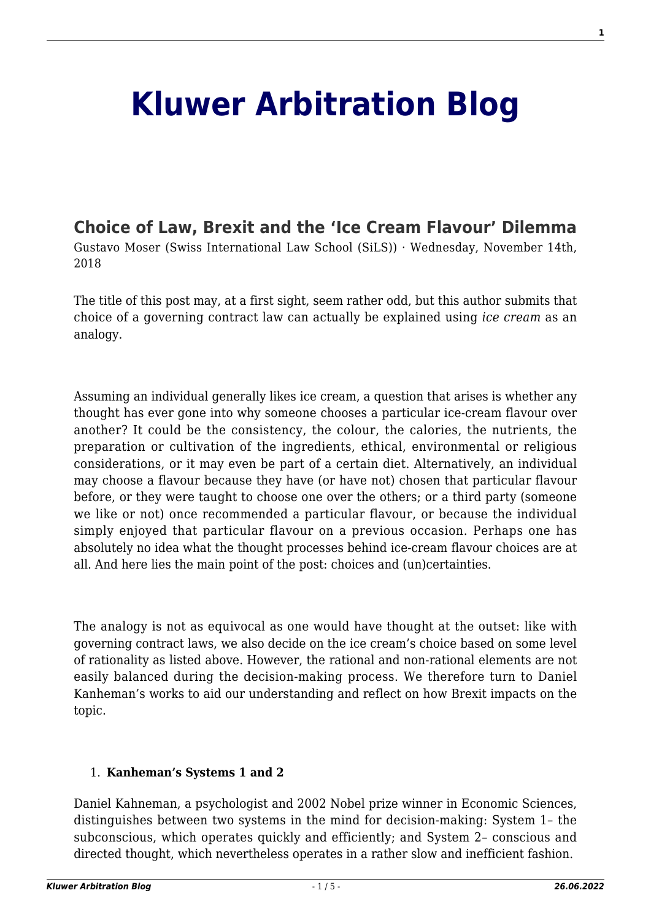# Kluwer Arbitration Blog

## Choice of Law, Brexit and the 'Ice Cream Flavour' Dilemma

Gustavo Moser (Swiss International Law School (SiLS)) · Wednesday, November 14th, 2018

The title of this post may, at a first sight, seem rather odd, but this author submits that choice of a governing contract law can actually be explained using *ice cream* as an analogy.

Assuming an individual generally likes ice cream, a question that arises is whether any thought has ever gone into why someone chooses a particular ice-cream flavour over another? It could be the consistency, the colour, the calories, the nutrients, the preparation or cultivation of the ingredients, ethical, environmental or religious considerations, or it may even be part of a certain diet. Alternatively, an individual may choose a flavour because they have (or have not) chosen that particular flavour before, or they were taught to choose one over the others; or a third party (someone we like or not) once recommended a particular flavour, or because the individual simply enjoyed that particular flavour on a previous occasion. Perhaps one has absolutely no idea what the thought processes behind ice-cream flavour choices are at all. And here lies the main point of the post: choices and (un)certainties.

The analogy is not as equivocal as one would have thought at the outset: like with governing contract laws, we also decide on the ice cream's choice based on some level of rationality as listed above. However, the rational and non-rational elements are not easily balanced during the decision-making process. We therefore turn to Daniel Kanheman's works to aid our understanding and reflect on how Brexit impacts on the topic.

1. **Kanheman's Systems 1 and 2**

Daniel Kahneman, a psychologist and 2002 Nobel prize winner in Economic Sciences, distinguishes between two systems in the mind for decision-making: System 1– the subconscious, which operates quickly and efficiently; and System 2– conscious and directed thought, which nevertheless operates in a rather slow and inefficient fashion.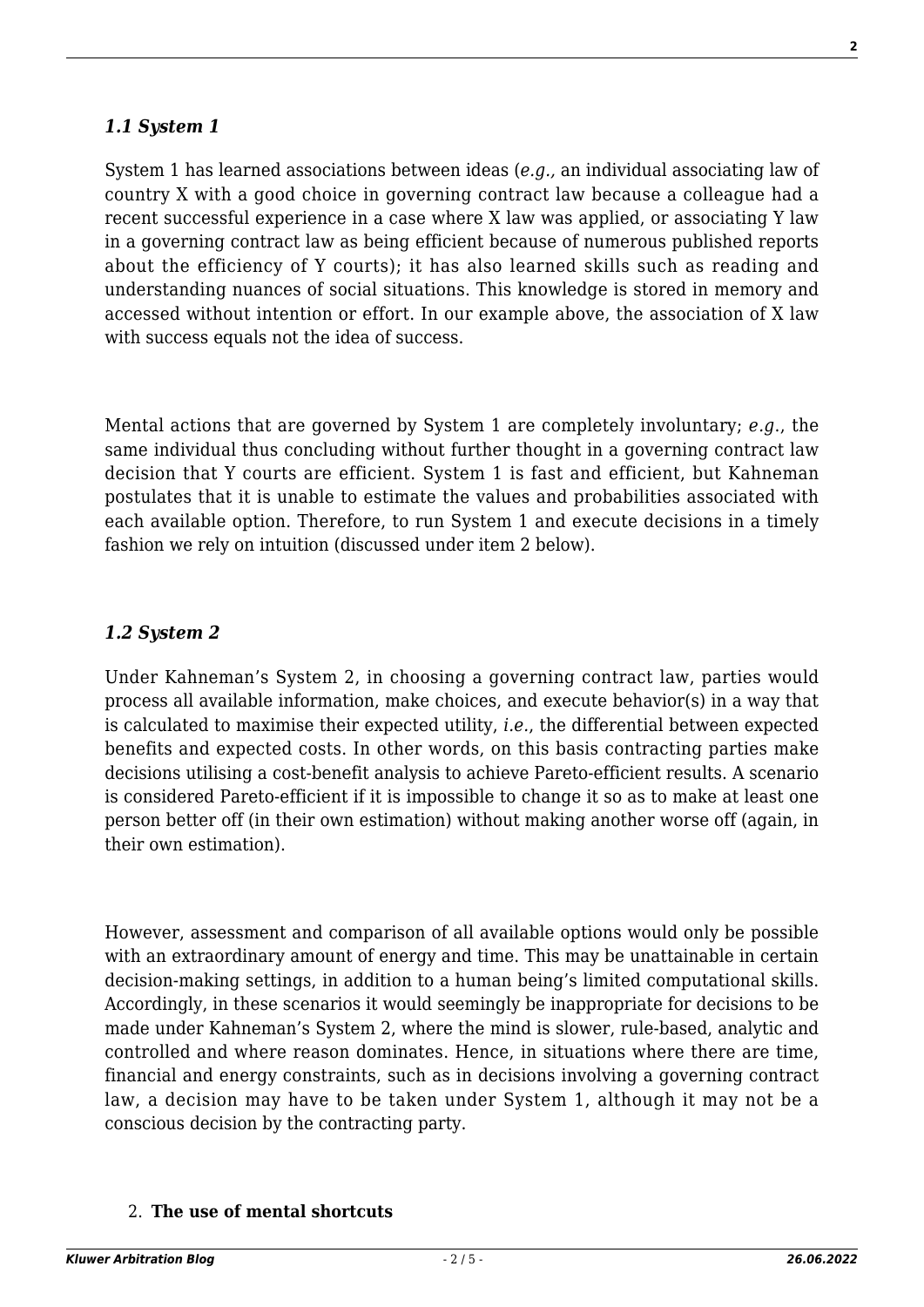### *1.1 System 1*

System 1 has learned associations between ideas (*e.g.,* an individual associating law of country X with a good choice in governing contract law because a colleague had a recent successful experience in a case where X law was applied, or associating Y law in a governing contract law as being efficient because of numerous published reports about the efficiency of Y courts); it has also learned skills such as reading and understanding nuances of social situations. This knowledge is stored in memory and accessed without intention or effort. In our example above, the association of X law with success equals not the idea of success.

Mental actions that are governed by System 1 are completely involuntary; *e.g.*, the same individual thus concluding without further thought in a governing contract law decision that Y courts are efficient. System 1 is fast and efficient, but Kahneman postulates that it is unable to estimate the values and probabilities associated with each available option. Therefore, to run System 1 and execute decisions in a timely fashion we rely on intuition (discussed under item 2 below).

### *1.2 System 2*

Under Kahneman's System 2, in choosing a governing contract law, parties would process all available information, make choices, and execute behavior(s) in a way that is calculated to maximise their expected utility, *i.e.*, the differential between expected benefits and expected costs. In other words, on this basis contracting parties make decisions utilising a cost-benefit analysis to achieve Pareto-efficient results. A scenario is considered Pareto-efficient if it is impossible to change it so as to make at least one person better off (in their own estimation) without making another worse off (again, in their own estimation).

However, assessment and comparison of all available options would only be possible with an extraordinary amount of energy and time. This may be unattainable in certain decision-making settings, in addition to a human being's limited computational skills. Accordingly, in these scenarios it would seemingly be inappropriate for decisions to be made under Kahneman's System 2, where the mind is slower, rule-based, analytic and controlled and where reason dominates. Hence, in situations where there are time, financial and energy constraints, such as in decisions involving a governing contract law, a decision may have to be taken under System 1, although it may not be a conscious decision by the contracting party.

2. **The use of mental shortcuts**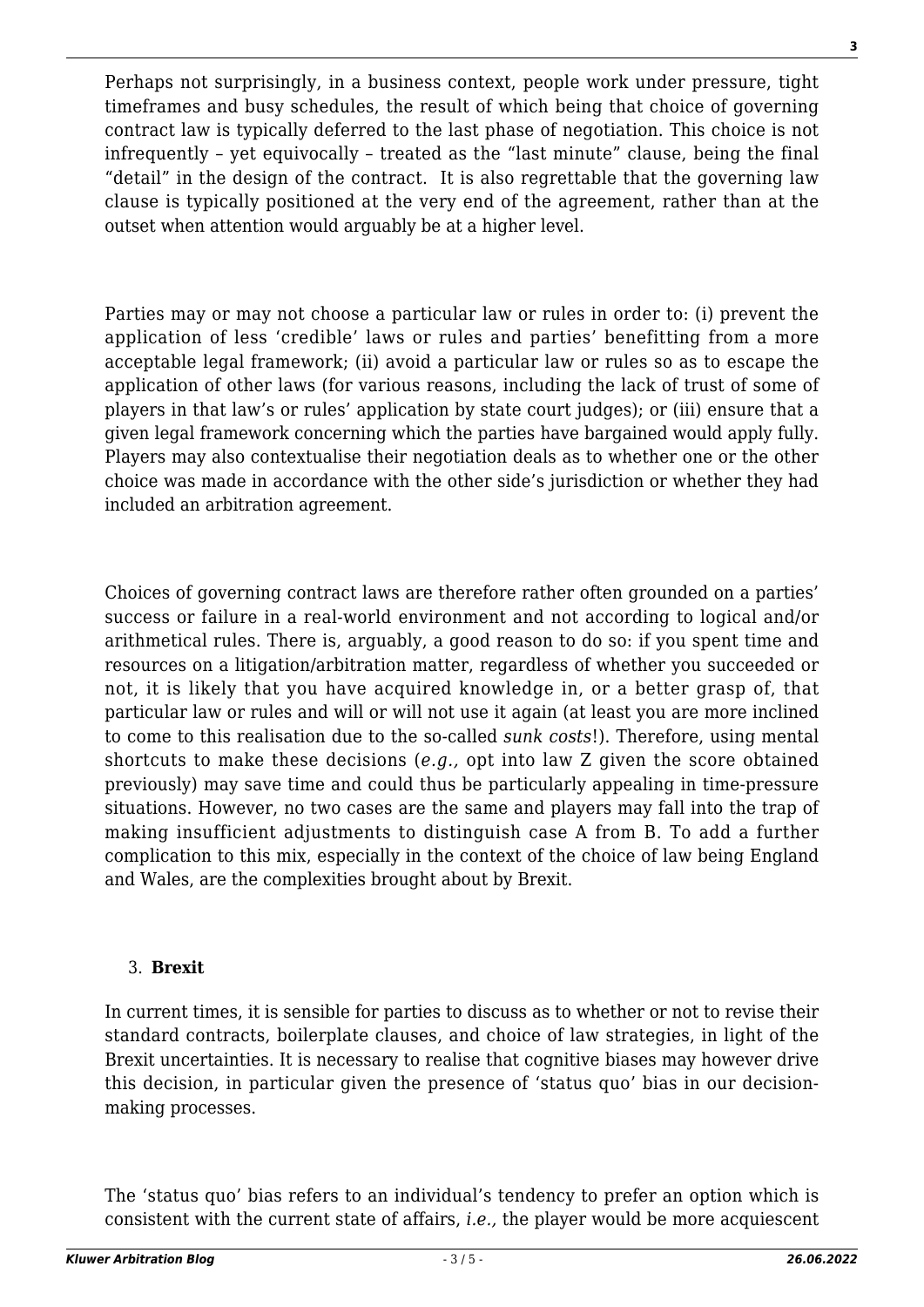Perhaps not surprisingly, in a business context, people work under pressure, tight timeframes and busy schedules, the result of which being that choice of governing contract law is typically deferred to the last phase of negotiation. This choice is not infrequently – yet equivocally – treated as the "last minute" clause, being the final "detail" in the design of the contract. It is also regrettable that the governing law clause is typically positioned at the very end of the agreement, rather than at the outset when attention would arguably be at a higher level.

Parties may or may not choose a particular law or rules in order to: (i) prevent the application of less 'credible' laws or rules and parties' benefitting from a more acceptable legal framework; (ii) avoid a particular law or rules so as to escape the application of other laws (for various reasons, including the lack of trust of some of players in that law's or rules' application by state court judges); or (iii) ensure that a given legal framework concerning which the parties have bargained would apply fully. Players may also contextualise their negotiation deals as to whether one or the other choice was made in accordance with the other side's jurisdiction or whether they had included an arbitration agreement.

Choices of governing contract laws are therefore rather often grounded on a parties' success or failure in a real-world environment and not according to logical and/or arithmetical rules. There is, arguably, a good reason to do so: if you spent time and resources on a litigation/arbitration matter, regardless of whether you succeeded or not, it is likely that you have acquired knowledge in, or a better grasp of, that particular law or rules and will or will not use it again (at least you are more inclined to come to this realisation due to the so-called *sunk costs*!). Therefore, using mental shortcuts to make these decisions (*e.g.,* opt into law Z given the score obtained previously) may save time and could thus be particularly appealing in time-pressure situations. However, no two cases are the same and players may fall into the trap of making insufficient adjustments to distinguish case A from B. To add a further complication to this mix, especially in the context of the choice of law being England and Wales, are the complexities brought about by Brexit.

3. **Brexit**

In current times, it is sensible for parties to discuss as to whether or not to revise their standard contracts, boilerplate clauses, and choice of law strategies, in light of the Brexit uncertainties. It is necessary to realise that cognitive biases may however drive this decision, in particular given the presence of 'status quo' bias in our decision-making processes.

The 'status quo' bias refers to an individual's tendency to prefer an option which is consistent with the current state of affairs, *i.e.,* the player would be more acquiescent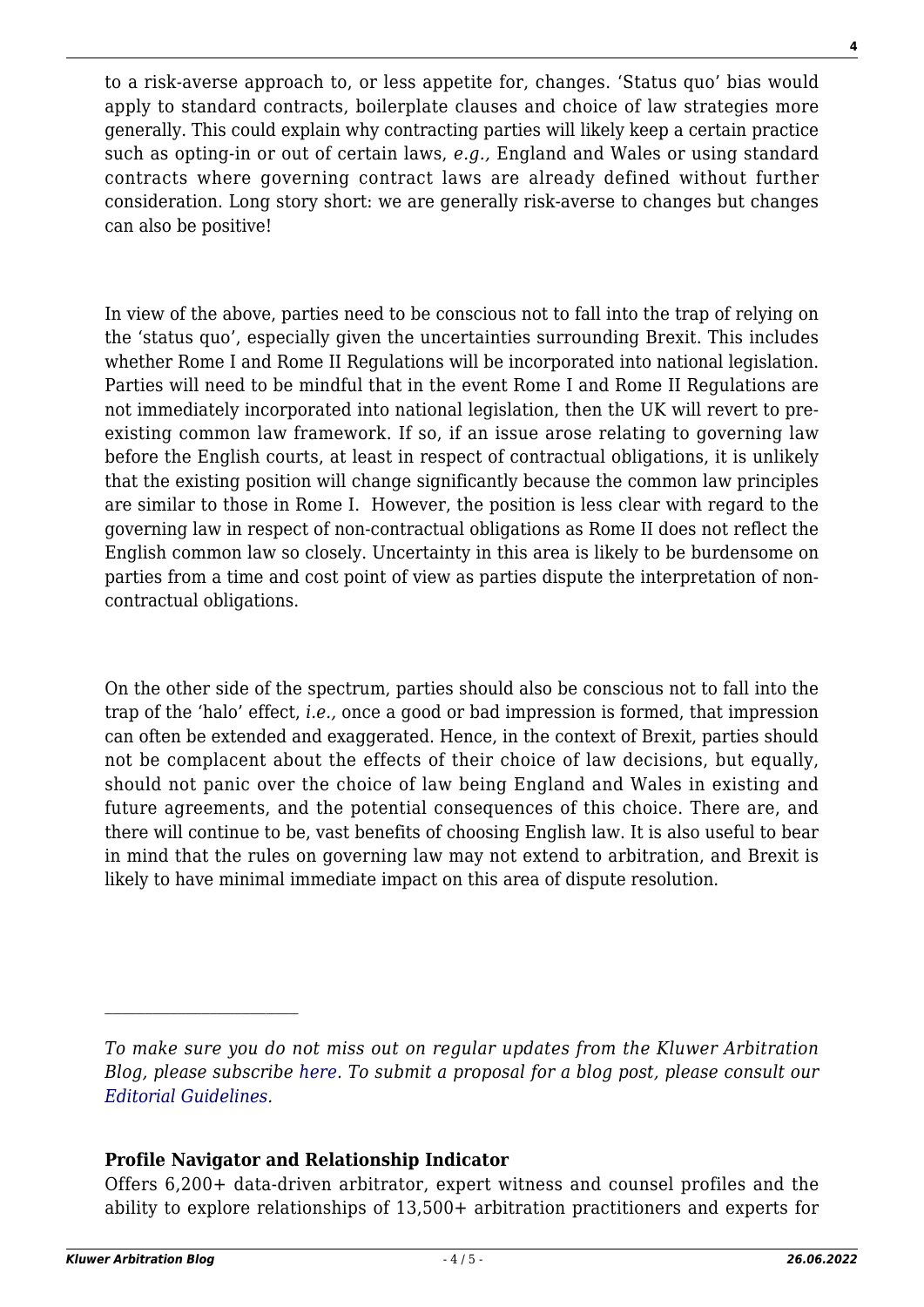to a risk-averse approach to, or less appetite for, changes. 'Status quo' bias would apply to standard contracts, boilerplate clauses and choice of law strategies more generally. This could explain why contracting parties will likely keep a certain practice such as opting-in or out of certain laws, *e.g.,* England and Wales or using standard contracts where governing contract laws are already defined without further consideration. Long story short: we are generally risk-averse to changes but changes can also be positive!

In view of the above, parties need to be conscious not to fall into the trap of relying on the 'status quo', especially given the uncertainties surrounding Brexit. This includes whether Rome I and Rome II Regulations will be incorporated into national legislation. Parties will need to be mindful that in the event Rome I and Rome II Regulations are not immediately incorporated into national legislation, then the UK will revert to pre-existing common law framework. If so, if an issue arose relating to governing law before the English courts, at least in respect of contractual obligations, it is unlikely that the existing position will change significantly because the common law principles are similar to those in Rome I. However, the position is less clear with regard to the governing law in respect of non-contractual obligations as Rome II does not reflect the English common law so closely. Uncertainty in this area is likely to be burdensome on parties from a time and cost point of view as parties dispute the interpretation of non-contractual obligations.

On the other side of the spectrum, parties should also be conscious not to fall into the trap of the 'halo' effect, *i.e.,* once a good or bad impression is formed, that impression can often be extended and exaggerated. Hence, in the context of Brexit, parties should not be complacent about the effects of their choice of law decisions, but equally, should not panic over the choice of law being England and Wales in existing and future agreements, and the potential consequences of this choice. There are, and there will continue to be, vast benefits of choosing English law. It is also useful to bear in mind that the rules on governing law may not extend to arbitration, and Brexit is likely to have minimal immediate impact on this area of dispute resolution.

---

*To make sure you do not miss out on regular updates from the Kluwer Arbitration Blog, please subscribe here. To submit a proposal for a blog post, please consult our Editorial Guidelines.*

**Profile Navigator and Relationship Indicator**

Offers 6,200+ data-driven arbitrator, expert witness and counsel profiles and the ability to explore relationships of 13,500+ arbitration practitioners and experts for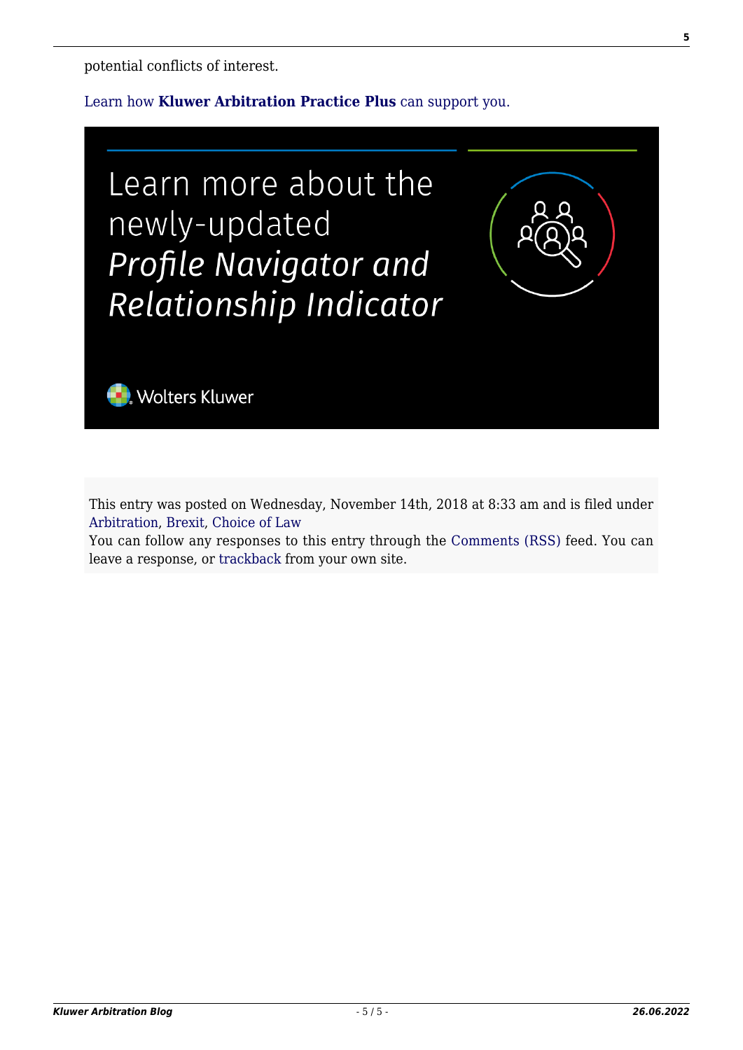potential conflicts of interest.

Learn how **Kluwer Arbitration Practice Plus** can support you.

This entry was posted on Wednesday, November 14th, 2018 at 8:33 am and is filed under Arbitration, Brexit, Choice of Law
You can follow any responses to this entry through the Comments (RSS) feed. You can leave a response, or trackback from your own site.